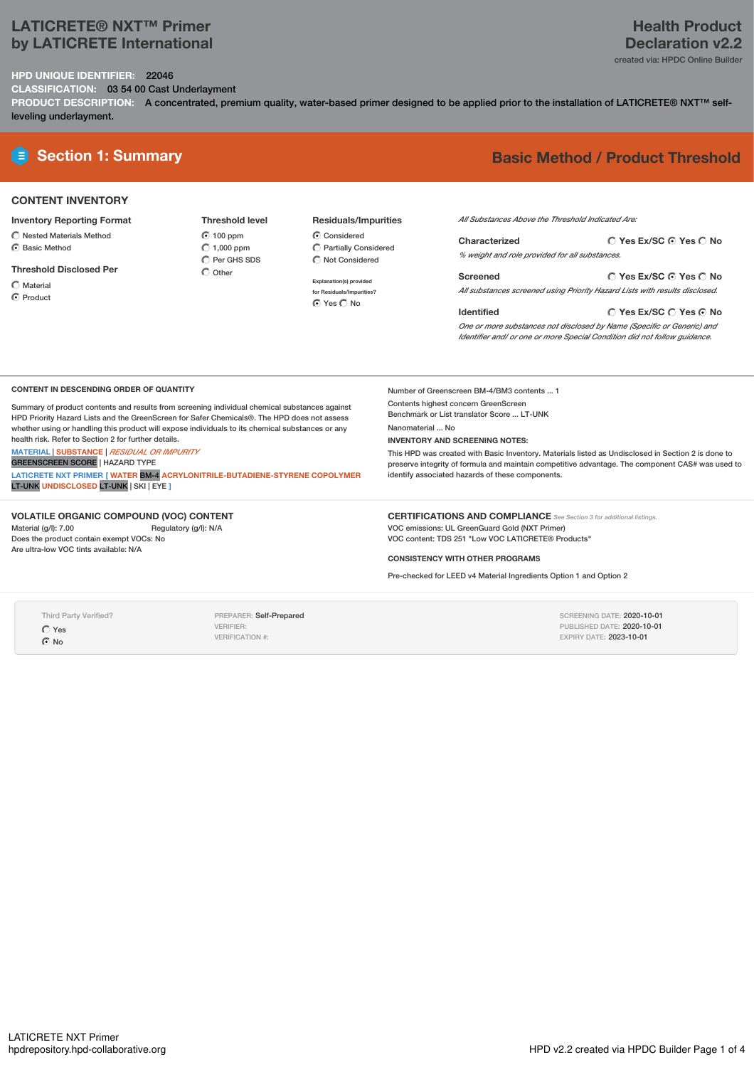# LATICRETE® NXT™ Primer by LATICRETE International

**Health Product Declaration v2.2**
created via: HPDC Online Builder

**HPD UNIQUE IDENTIFIER:** 22046
**CLASSIFICATION:** 03 54 00 Cast Underlayment
**PRODUCT DESCRIPTION:** A concentrated, premium quality, water-based primer designed to be applied prior to the installation of LATICRETE® NXT™ self-leveling underlayment.

## Section 1: Summary

**Basic Method / Product Threshold**

### CONTENT INVENTORY

**Inventory Reporting Format**
- ○ Nested Materials Method
- ● Basic Method

**Threshold Disclosed Per**
- ○ Material
- ● Product

**Threshold level**
- ● 100 ppm
- ○ 1,000 ppm
- ○ Per GHS SDS
- ○ Other

**Residuals/Impurities**
- ● Considered
- ○ Partially Considered
- ○ Not Considered

Explanation(s) provided for Residuals/Impurities?
● Yes ○ No

*All Substances Above the Threshold Indicated Are:*

**Characterized** ○ Yes Ex/SC ● Yes ○ No
*% weight and role provided for all substances.*

**Screened** ○ Yes Ex/SC ● Yes ○ No
*All substances screened using Priority Hazard Lists with results disclosed.*

**Identified** ○ Yes Ex/SC ○ Yes ● No
*One or more substances not disclosed by Name (Specific or Generic) and Identifier and/ or one or more Special Condition did not follow guidance.*

### CONTENT IN DESCENDING ORDER OF QUANTITY

Summary of product contents and results from screening individual chemical substances against HPD Priority Hazard Lists and the GreenScreen for Safer Chemicals®. The HPD does not assess whether using or handling this product will expose individuals to its chemical substances or any health risk. Refer to Section 2 for further details.

MATERIAL | SUBSTANCE | *RESIDUAL OR IMPURITY*
GREENSCREEN SCORE | HAZARD TYPE

LATICRETE NXT PRIMER [ WATER BM-4 ACRYLONITRILE-BUTADIENE-STYRENE COPOLYMER LT-UNK UNDISCLOSED LT-UNK | SKI | EYE ]

Number of Greenscreen BM-4/BM3 contents ... 1

Contents highest concern GreenScreen Benchmark or List translator Score ... LT-UNK

Nanomaterial ... No

**INVENTORY AND SCREENING NOTES:**

This HPD was created with Basic Inventory. Materials listed as Undisclosed in Section 2 is done to preserve integrity of formula and maintain competitive advantage. The component CAS# was used to identify associated hazards of these components.

### VOLATILE ORGANIC COMPOUND (VOC) CONTENT

Material (g/l): 7.00
Regulatory (g/l): N/A
Does the product contain exempt VOCs: No
Are ultra-low VOC tints available: N/A

### CERTIFICATIONS AND COMPLIANCE

*See Section 3 for additional listings.*

VOC emissions: UL GreenGuard Gold (NXT Primer)
VOC content: TDS 251 "Low VOC LATICRETE® Products"

### CONSISTENCY WITH OTHER PROGRAMS

Pre-checked for LEED v4 Material Ingredients Option 1 and Option 2

Third Party Verified?
- ○ Yes
- ● No

PREPARER: Self-Prepared
VERIFIER:
VERIFICATION #:

SCREENING DATE: 2020-10-01
PUBLISHED DATE: 2020-10-01
EXPIRY DATE: 2023-10-01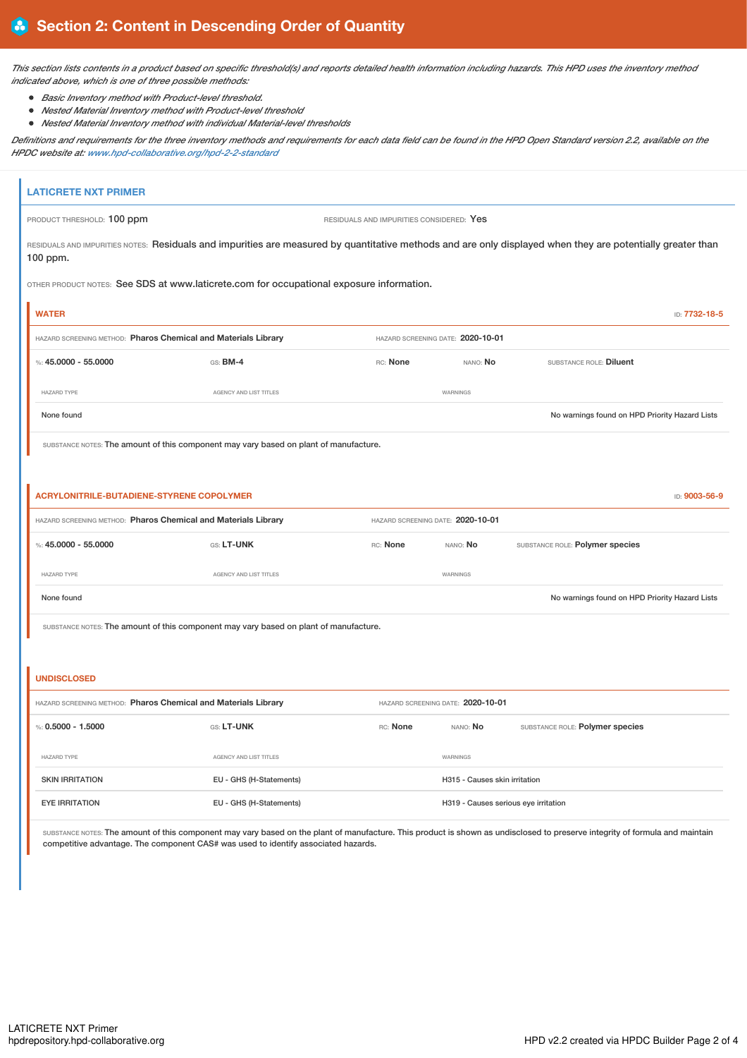# Section 2: Content in Descending Order of Quantity

*This section lists contents in a product based on specific threshold(s) and reports detailed health information including hazards. This HPD uses the inventory method indicated above, which is one of three possible methods:*

- *Basic Inventory method with Product-level threshold.*
- *Nested Material Inventory method with Product-level threshold*
- *Nested Material Inventory method with individual Material-level thresholds*

*Definitions and requirements for the three inventory methods and requirements for each data field can be found in the HPD Open Standard version 2.2, available on the HPDC website at: www.hpd-collaborative.org/hpd-2-2-standard*

## LATICRETE NXT PRIMER

PRODUCT THRESHOLD: 100 ppm

RESIDUALS AND IMPURITIES CONSIDERED: Yes

RESIDUALS AND IMPURITIES NOTES: Residuals and impurities are measured by quantitative methods and are only displayed when they are potentially greater than 100 ppm.

OTHER PRODUCT NOTES: See SDS at www.laticrete.com for occupational exposure information.

### WATER

ID: 7732-18-5

HAZARD SCREENING METHOD: **Pharos Chemical and Materials Library** HAZARD SCREENING DATE: **2020-10-01**

%: **45.0000 - 55.0000** GS: **BM-4** RC: **None** NANO: **No** SUBSTANCE ROLE: **Diluent**

| HAZARD TYPE | AGENCY AND LIST TITLES | WARNINGS |
|---|---|---|
| None found | | No warnings found on HPD Priority Hazard Lists |

SUBSTANCE NOTES: The amount of this component may vary based on plant of manufacture.

### ACRYLONITRILE-BUTADIENE-STYRENE COPOLYMER

ID: 9003-56-9

HAZARD SCREENING METHOD: **Pharos Chemical and Materials Library** HAZARD SCREENING DATE: **2020-10-01**

%: **45.0000 - 55.0000** GS: **LT-UNK** RC: **None** NANO: **No** SUBSTANCE ROLE: **Polymer species**

| HAZARD TYPE | AGENCY AND LIST TITLES | WARNINGS |
|---|---|---|
| None found | | No warnings found on HPD Priority Hazard Lists |

SUBSTANCE NOTES: The amount of this component may vary based on plant of manufacture.

### UNDISCLOSED

HAZARD SCREENING METHOD: **Pharos Chemical and Materials Library** HAZARD SCREENING DATE: **2020-10-01**

%: **0.5000 - 1.5000** GS: **LT-UNK** RC: **None** NANO: **No** SUBSTANCE ROLE: **Polymer species**

| HAZARD TYPE | AGENCY AND LIST TITLES | WARNINGS |
|---|---|---|
| SKIN IRRITATION | EU - GHS (H-Statements) | H315 - Causes skin irritation |
| EYE IRRITATION | EU - GHS (H-Statements) | H319 - Causes serious eye irritation |

SUBSTANCE NOTES: The amount of this component may vary based on the plant of manufacture. This product is shown as undisclosed to preserve integrity of formula and maintain competitive advantage. The component CAS# was used to identify associated hazards.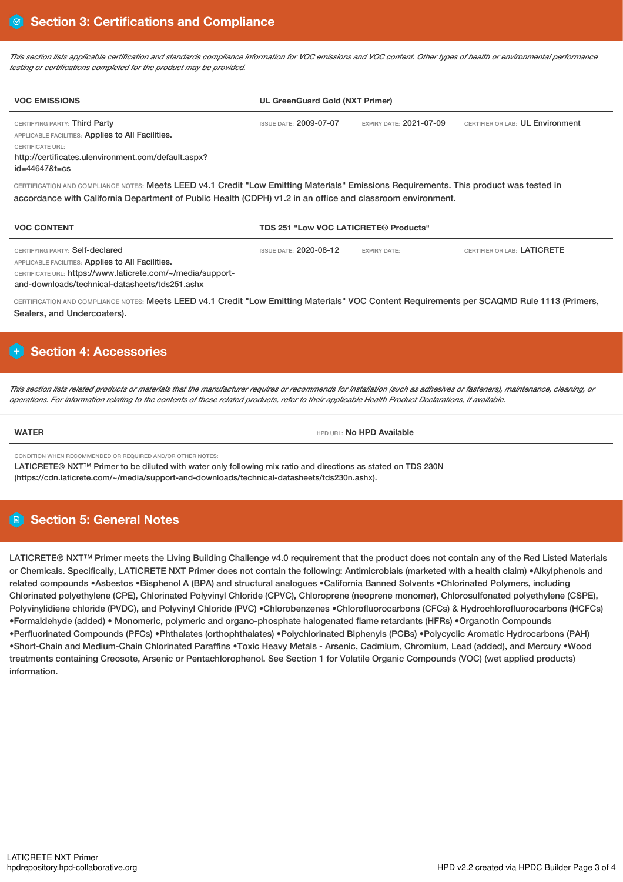## Section 3: Certifications and Compliance

*This section lists applicable certification and standards compliance information for VOC emissions and VOC content. Other types of health or environmental performance testing or certifications completed for the product may be provided.*

| VOC EMISSIONS | UL GreenGuard Gold (NXT Primer) | | |
|---|---|---|---|
| CERTIFYING PARTY: Third Party<br>APPLICABLE FACILITIES: Applies to All Facilities.<br>CERTIFICATE URL:<br>http://certificates.ulenvironment.com/default.aspx?id=44647&t=cs | ISSUE DATE: 2009-07-07 | EXPIRY DATE: 2021-07-09 | CERTIFIER OR LAB: UL Environment |

CERTIFICATION AND COMPLIANCE NOTES: Meets LEED v4.1 Credit "Low Emitting Materials" Emissions Requirements. This product was tested in accordance with California Department of Public Health (CDPH) v1.2 in an office and classroom environment.

| VOC CONTENT | TDS 251 "Low VOC LATICRETE® Products" | | |
|---|---|---|---|
| CERTIFYING PARTY: Self-declared<br>APPLICABLE FACILITIES: Applies to All Facilities.<br>CERTIFICATE URL: https://www.laticrete.com/~/media/support-and-downloads/technical-datasheets/tds251.ashx | ISSUE DATE: 2020-08-12 | EXPIRY DATE: | CERTIFIER OR LAB: LATICRETE |

CERTIFICATION AND COMPLIANCE NOTES: Meets LEED v4.1 Credit "Low Emitting Materials" VOC Content Requirements per SCAQMD Rule 1113 (Primers, Sealers, and Undercoaters).

## Section 4: Accessories

*This section lists related products or materials that the manufacturer requires or recommends for installation (such as adhesives or fasteners), maintenance, cleaning, or operations. For information relating to the contents of these related products, refer to their applicable Health Product Declarations, if available.*

| WATER | HPD URL: No HPD Available |
|---|---|

CONDITION WHEN RECOMMENDED OR REQUIRED AND/OR OTHER NOTES:
LATICRETE® NXT™ Primer to be diluted with water only following mix ratio and directions as stated on TDS 230N (https://cdn.laticrete.com/~/media/support-and-downloads/technical-datasheets/tds230n.ashx).

## Section 5: General Notes

LATICRETE® NXT™ Primer meets the Living Building Challenge v4.0 requirement that the product does not contain any of the Red Listed Materials or Chemicals. Specifically, LATICRETE NXT Primer does not contain the following: Antimicrobials (marketed with a health claim) •Alkylphenols and related compounds •Asbestos •Bisphenol A (BPA) and structural analogues •California Banned Solvents •Chlorinated Polymers, including Chlorinated polyethylene (CPE), Chlorinated Polyvinyl Chloride (CPVC), Chloroprene (neoprene monomer), Chlorosulfonated polyethylene (CSPE), Polyvinylidiene chloride (PVDC), and Polyvinyl Chloride (PVC) •Chlorobenzenes •Chlorofluorocarbons (CFCs) & Hydrochlorofluorocarbons (HCFCs) •Formaldehyde (added) • Monomeric, polymeric and organo-phosphate halogenated flame retardants (HFRs) •Organotin Compounds •Perfluorinated Compounds (PFCs) •Phthalates (orthophthalates) •Polychlorinated Biphenyls (PCBs) •Polycyclic Aromatic Hydrocarbons (PAH) •Short-Chain and Medium-Chain Chlorinated Paraffins •Toxic Heavy Metals - Arsenic, Cadmium, Chromium, Lead (added), and Mercury •Wood treatments containing Creosote, Arsenic or Pentachlorophenol. See Section 1 for Volatile Organic Compounds (VOC) (wet applied products) information.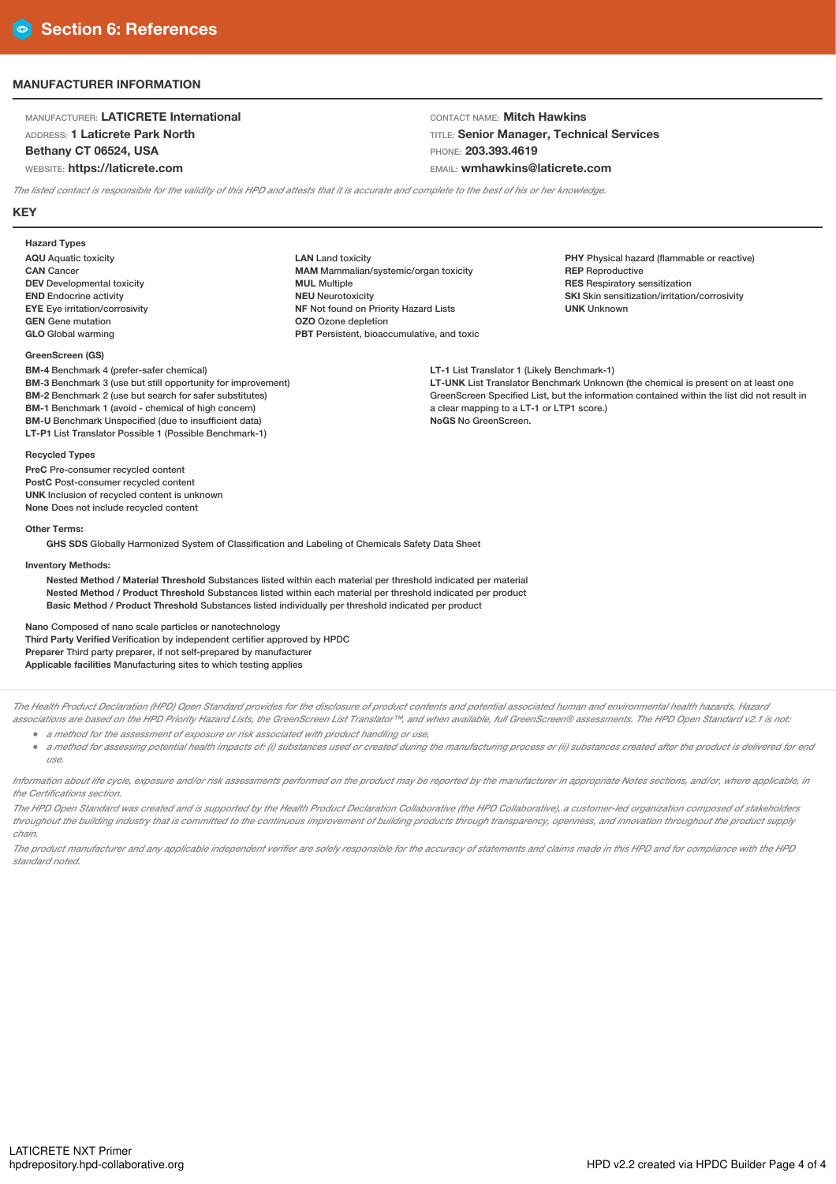# Section 6: References

## MANUFACTURER INFORMATION

MANUFACTURER: **LATICRETE International**
ADDRESS: **1 Laticrete Park North**
**Bethany CT 06524, USA**
WEBSITE: **https://laticrete.com**

CONTACT NAME: **Mitch Hawkins**
TITLE: **Senior Manager, Technical Services**
PHONE: **203.393.4619**
EMAIL: **wmhawkins@laticrete.com**

*The listed contact is responsible for the validity of this HPD and attests that it is accurate and complete to the best of his or her knowledge.*

## KEY

**Hazard Types**

**AQU** Aquatic toxicity
**CAN** Cancer
**DEV** Developmental toxicity
**END** Endocrine activity
**EYE** Eye irritation/corrosivity
**GEN** Gene mutation
**GLO** Global warming
**LAN** Land toxicity
**MAM** Mammalian/systemic/organ toxicity
**MUL** Multiple
**NEU** Neurotoxicity
**NF** Not found on Priority Hazard Lists
**OZO** Ozone depletion
**PBT** Persistent, bioaccumulative, and toxic
**PHY** Physical hazard (flammable or reactive)
**REP** Reproductive
**RES** Respiratory sensitization
**SKI** Skin sensitization/irritation/corrosivity
**UNK** Unknown

**GreenScreen (GS)**

**BM-4** Benchmark 4 (prefer-safer chemical)
**BM-3** Benchmark 3 (use but still opportunity for improvement)
**BM-2** Benchmark 2 (use but search for safer substitutes)
**BM-1** Benchmark 1 (avoid - chemical of high concern)
**BM-U** Benchmark Unspecified (due to insufficient data)
**LT-P1** List Translator Possible 1 (Possible Benchmark-1)
**LT-1** List Translator 1 (Likely Benchmark-1)
**LT-UNK** List Translator Benchmark Unknown (the chemical is present on at least one GreenScreen Specified List, but the information contained within the list did not result in a clear mapping to a LT-1 or LTP1 score.)
**NoGS** No GreenScreen.

**Recycled Types**

**PreC** Pre-consumer recycled content
**PostC** Post-consumer recycled content
**UNK** Inclusion of recycled content is unknown
**None** Does not include recycled content

**Other Terms:**

**GHS SDS** Globally Harmonized System of Classification and Labeling of Chemicals Safety Data Sheet

**Inventory Methods:**

**Nested Method / Material Threshold** Substances listed within each material per threshold indicated per material
**Nested Method / Product Threshold** Substances listed within each material per threshold indicated per product
**Basic Method / Product Threshold** Substances listed individually per threshold indicated per product

**Nano** Composed of nano scale particles or nanotechnology
**Third Party Verified** Verification by independent certifier approved by HPDC
**Preparer** Third party preparer, if not self-prepared by manufacturer
**Applicable facilities** Manufacturing sites to which testing applies

*The Health Product Declaration (HPD) Open Standard provides for the disclosure of product contents and potential associated human and environmental health hazards. Hazard associations are based on the HPD Priority Hazard Lists, the GreenScreen List Translator™, and when available, full GreenScreen® assessments. The HPD Open Standard v2.1 is not:*

- *a method for the assessment of exposure or risk associated with product handling or use,*
- *a method for assessing potential health impacts of: (i) substances used or created during the manufacturing process or (ii) substances created after the product is delivered for end use.*

*Information about life cycle, exposure and/or risk assessments performed on the product may be reported by the manufacturer in appropriate Notes sections, and/or, where applicable, in the Certifications section.*

*The HPD Open Standard was created and is supported by the Health Product Declaration Collaborative (the HPD Collaborative), a customer-led organization composed of stakeholders throughout the building industry that is committed to the continuous improvement of building products through transparency, openness, and innovation throughout the product supply chain.*

*The product manufacturer and any applicable independent verifier are solely responsible for the accuracy of statements and claims made in this HPD and for compliance with the HPD standard noted.*